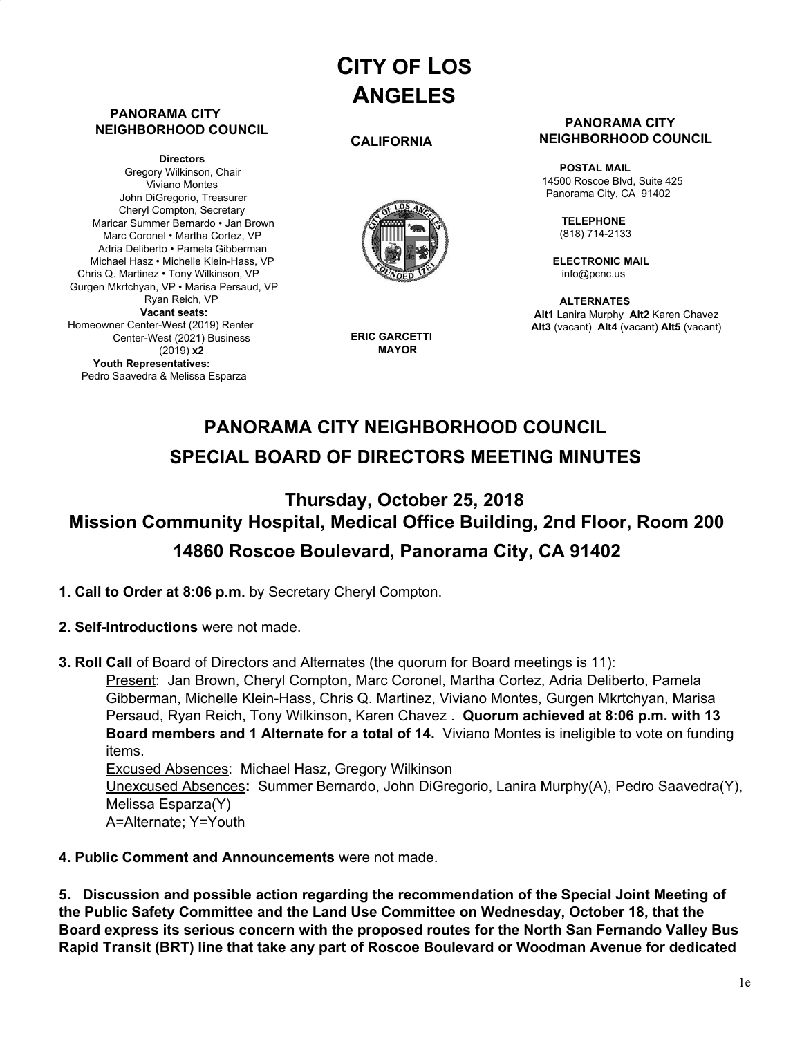# CITY OF LOS ANGELES

**CALIFORNIA**

**PANORAMA CITY NEIGHBORHOOD COUNCIL**

**Directors**
Gregory Wilkinson, Chair
Viviano Montes
John DiGregorio, Treasurer
Cheryl Compton, Secretary
Maricar Summer Bernardo • Jan Brown
Marc Coronel • Martha Cortez, VP
Adria Deliberto • Pamela Gibberman
Michael Hasz • Michelle Klein-Hass, VP
Chris Q. Martinez • Tony Wilkinson, VP
Gurgen Mkrtchyan, VP • Marisa Persaud, VP
Ryan Reich, VP
**Vacant seats:**
Homeowner Center-West (2019) Renter Center-West (2021) Business (2019) **x2**
**Youth Representatives:**
Pedro Saavedra & Melissa Esparza

**ERIC GARCETTI**
**MAYOR**

**PANORAMA CITY NEIGHBORHOOD COUNCIL**

**POSTAL MAIL**
14500 Roscoe Blvd, Suite 425
Panorama City, CA 91402

**TELEPHONE**
(818) 714-2133

**ELECTRONIC MAIL**
info@pcnc.us

**ALTERNATES**
**Alt1** Lanira Murphy **Alt2** Karen Chavez
**Alt3** (vacant) **Alt4** (vacant) **Alt5** (vacant)

## PANORAMA CITY NEIGHBORHOOD COUNCIL
## SPECIAL BOARD OF DIRECTORS MEETING MINUTES

### Thursday, October 25, 2018
### Mission Community Hospital, Medical Office Building, 2nd Floor, Room 200
### 14860 Roscoe Boulevard, Panorama City, CA 91402

**1. Call to Order at 8:06 p.m.** by Secretary Cheryl Compton.

**2. Self-Introductions** were not made.

**3. Roll Call** of Board of Directors and Alternates (the quorum for Board meetings is 11):

Present: Jan Brown, Cheryl Compton, Marc Coronel, Martha Cortez, Adria Deliberto, Pamela Gibberman, Michelle Klein-Hass, Chris Q. Martinez, Viviano Montes, Gurgen Mkrtchyan, Marisa Persaud, Ryan Reich, Tony Wilkinson, Karen Chavez . **Quorum achieved at 8:06 p.m. with 13 Board members and 1 Alternate for a total of 14.** Viviano Montes is ineligible to vote on funding items.

Excused Absences: Michael Hasz, Gregory Wilkinson

Unexcused Absences**:** Summer Bernardo, John DiGregorio, Lanira Murphy(A), Pedro Saavedra(Y), Melissa Esparza(Y)

A=Alternate; Y=Youth

**4. Public Comment and Announcements** were not made.

**5. Discussion and possible action regarding the recommendation of the Special Joint Meeting of the Public Safety Committee and the Land Use Committee on Wednesday, October 18, that the Board express its serious concern with the proposed routes for the North San Fernando Valley Bus Rapid Transit (BRT) line that take any part of Roscoe Boulevard or Woodman Avenue for dedicated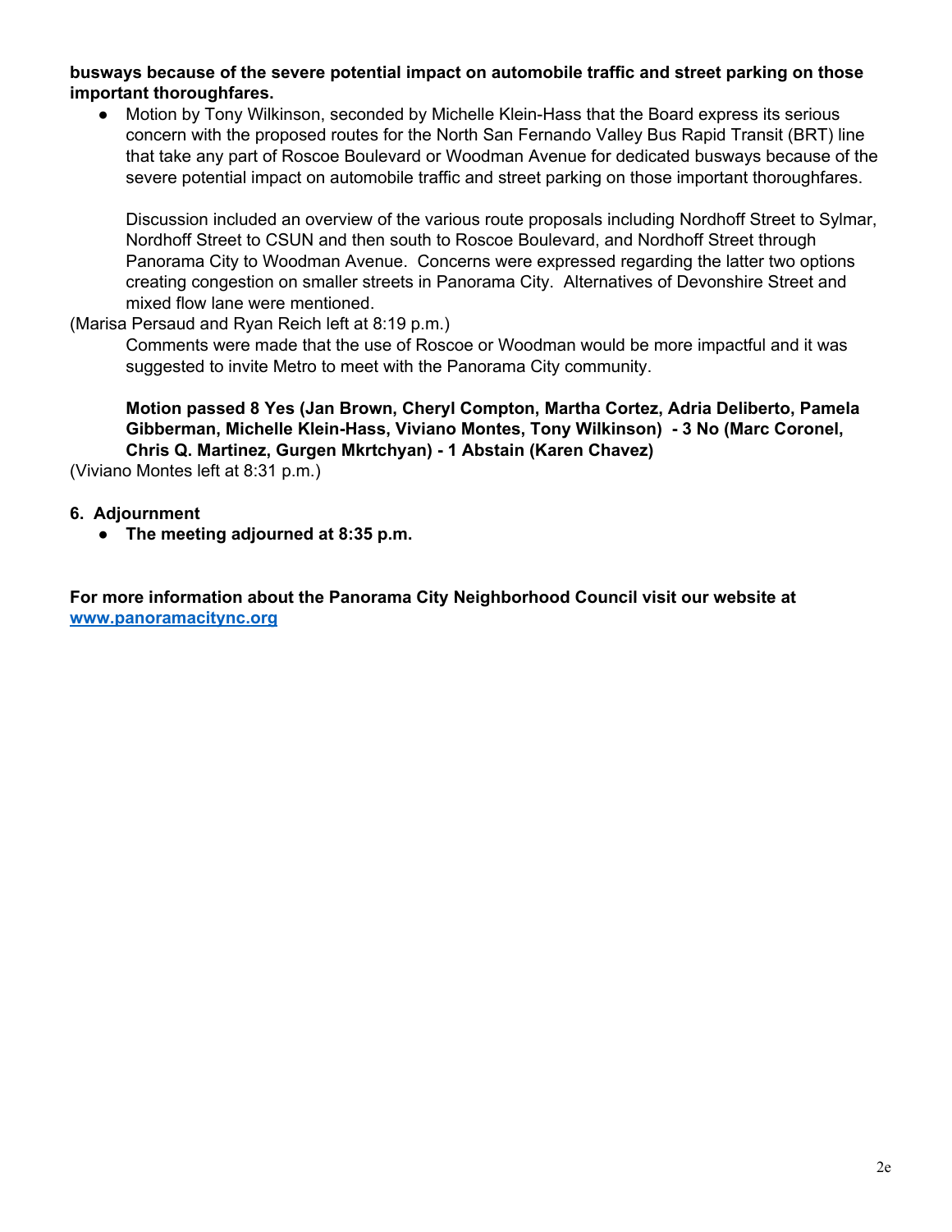**busways because of the severe potential impact on automobile traffic and street parking on those important thoroughfares.**

- Motion by Tony Wilkinson, seconded by Michelle Klein-Hass that the Board express its serious concern with the proposed routes for the North San Fernando Valley Bus Rapid Transit (BRT) line that take any part of Roscoe Boulevard or Woodman Avenue for dedicated busways because of the severe potential impact on automobile traffic and street parking on those important thoroughfares.

  Discussion included an overview of the various route proposals including Nordhoff Street to Sylmar, Nordhoff Street to CSUN and then south to Roscoe Boulevard, and Nordhoff Street through Panorama City to Woodman Avenue. Concerns were expressed regarding the latter two options creating congestion on smaller streets in Panorama City. Alternatives of Devonshire Street and mixed flow lane were mentioned.

(Marisa Persaud and Ryan Reich left at 8:19 p.m.)

  Comments were made that the use of Roscoe or Woodman would be more impactful and it was suggested to invite Metro to meet with the Panorama City community.

  **Motion passed 8 Yes (Jan Brown, Cheryl Compton, Martha Cortez, Adria Deliberto, Pamela Gibberman, Michelle Klein-Hass, Viviano Montes, Tony Wilkinson) - 3 No (Marc Coronel, Chris Q. Martinez, Gurgen Mkrtchyan) - 1 Abstain (Karen Chavez)**

(Viviano Montes left at 8:31 p.m.)

**6. Adjournment**

- **The meeting adjourned at 8:35 p.m.**

**For more information about the Panorama City Neighborhood Council visit our website at [www.panoramacitync.org](http://www.panoramacitync.org)**